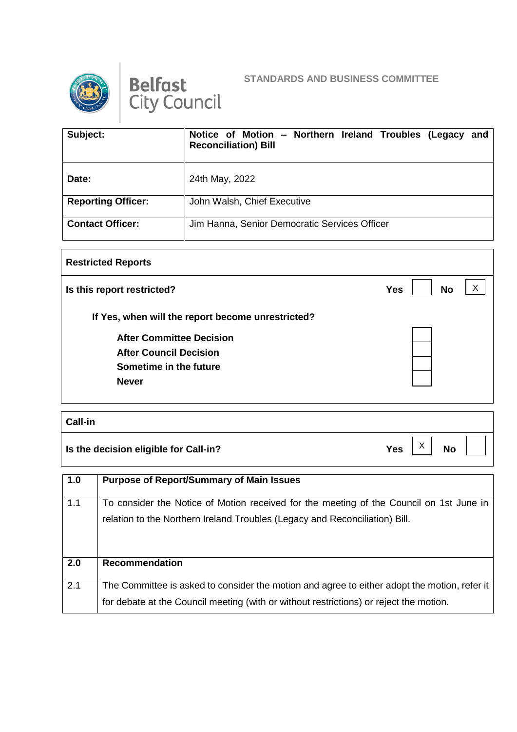Belfast City Council

STANDARDS AND BUSINESS COMMITTEE

| Subject: | Notice of Motion – Northern Ireland Troubles (Legacy and Reconciliation) Bill |
|---|---|
| Date: | 24th May, 2022 |
| Reporting Officer: | John Walsh, Chief Executive |
| Contact Officer: | Jim Hanna, Senior Democratic Services Officer |

| Restricted Reports | | | | |
|---|---|---|---|---|
| Is this report restricted? | Yes | | No | X |
| If Yes, when will the report become unrestricted? | | | | |
| After Committee Decision | | | | |
| After Council Decision | | | | |
| Sometime in the future | | | | |
| Never | | | | |

| Call-in | | | | |
|---|---|---|---|---|
| Is the decision eligible for Call-in? | Yes | X | No | |

| | |
|---|---|
| **1.0** | **Purpose of Report/Summary of Main Issues** |
| 1.1 | To consider the Notice of Motion received for the meeting of the Council on 1st June in relation to the Northern Ireland Troubles (Legacy and Reconciliation) Bill. |
| **2.0** | **Recommendation** |
| 2.1 | The Committee is asked to consider the motion and agree to either adopt the motion, refer it for debate at the Council meeting (with or without restrictions) or reject the motion. |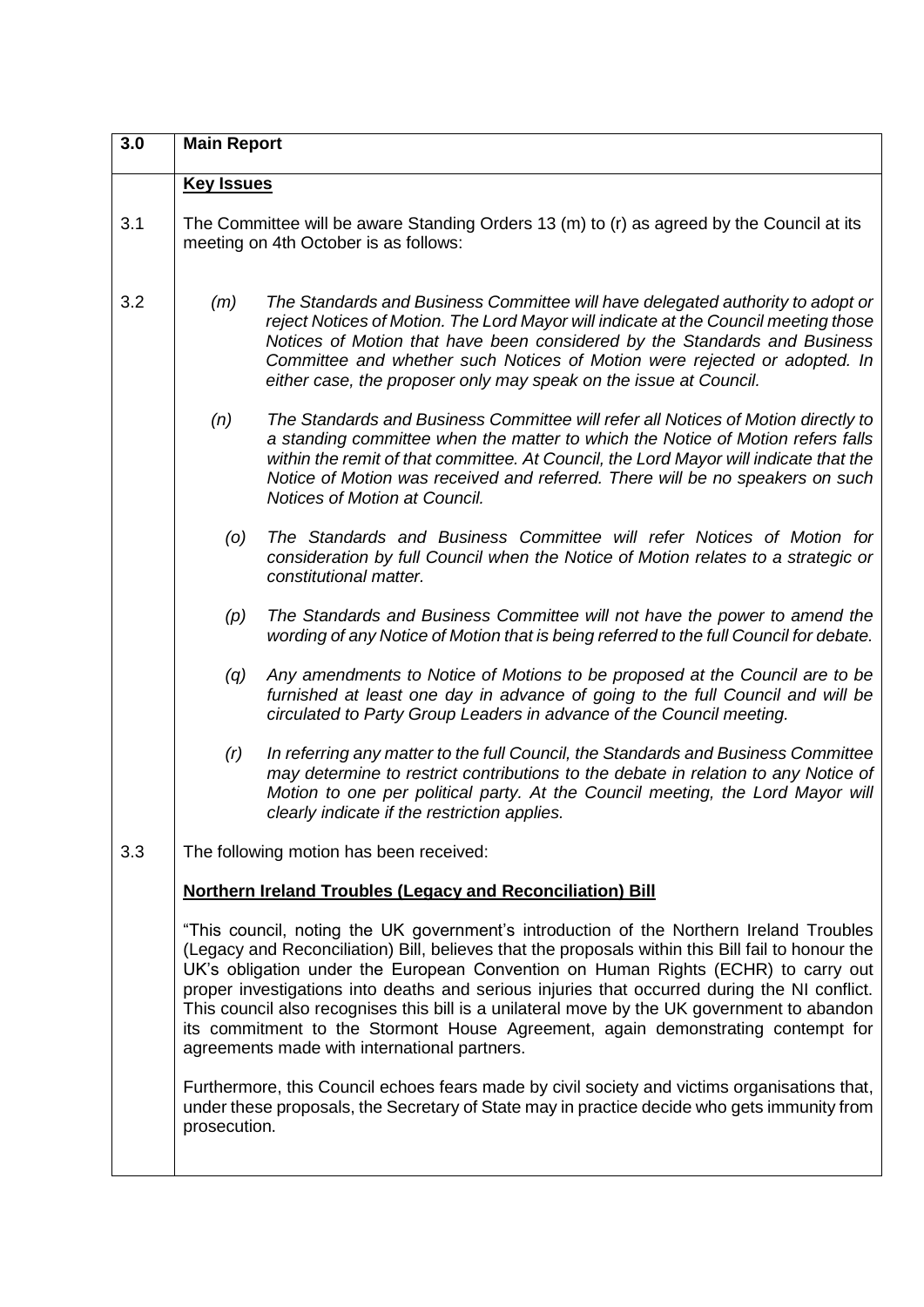| 3.0 | **Main Report** |
|---|---|
| | **<u>Key Issues</u>** |
| 3.1 | The Committee will be aware Standing Orders 13 (m) to (r) as agreed by the Council at its meeting on 4th October is as follows: |
| 3.2 | *(m) The Standards and Business Committee will have delegated authority to adopt or reject Notices of Motion. The Lord Mayor will indicate at the Council meeting those Notices of Motion that have been considered by the Standards and Business Committee and whether such Notices of Motion were rejected or adopted. In either case, the proposer only may speak on the issue at Council.*<br><br>*(n) The Standards and Business Committee will refer all Notices of Motion directly to a standing committee when the matter to which the Notice of Motion refers falls within the remit of that committee. At Council, the Lord Mayor will indicate that the Notice of Motion was received and referred. There will be no speakers on such Notices of Motion at Council.*<br><br>*(o) The Standards and Business Committee will refer Notices of Motion for consideration by full Council when the Notice of Motion relates to a strategic or constitutional matter.*<br><br>*(p) The Standards and Business Committee will not have the power to amend the wording of any Notice of Motion that is being referred to the full Council for debate.*<br><br>*(q) Any amendments to Notice of Motions to be proposed at the Council are to be furnished at least one day in advance of going to the full Council and will be circulated to Party Group Leaders in advance of the Council meeting.*<br><br>*(r) In referring any matter to the full Council, the Standards and Business Committee may determine to restrict contributions to the debate in relation to any Notice of Motion to one per political party. At the Council meeting, the Lord Mayor will clearly indicate if the restriction applies.* |
| 3.3 | The following motion has been received:<br><br>**<u>Northern Ireland Troubles (Legacy and Reconciliation) Bill</u>**<br><br>"This council, noting the UK government's introduction of the Northern Ireland Troubles (Legacy and Reconciliation) Bill, believes that the proposals within this Bill fail to honour the UK's obligation under the European Convention on Human Rights (ECHR) to carry out proper investigations into deaths and serious injuries that occurred during the NI conflict. This council also recognises this bill is a unilateral move by the UK government to abandon its commitment to the Stormont House Agreement, again demonstrating contempt for agreements made with international partners.<br><br>Furthermore, this Council echoes fears made by civil society and victims organisations that, under these proposals, the Secretary of State may in practice decide who gets immunity from prosecution. |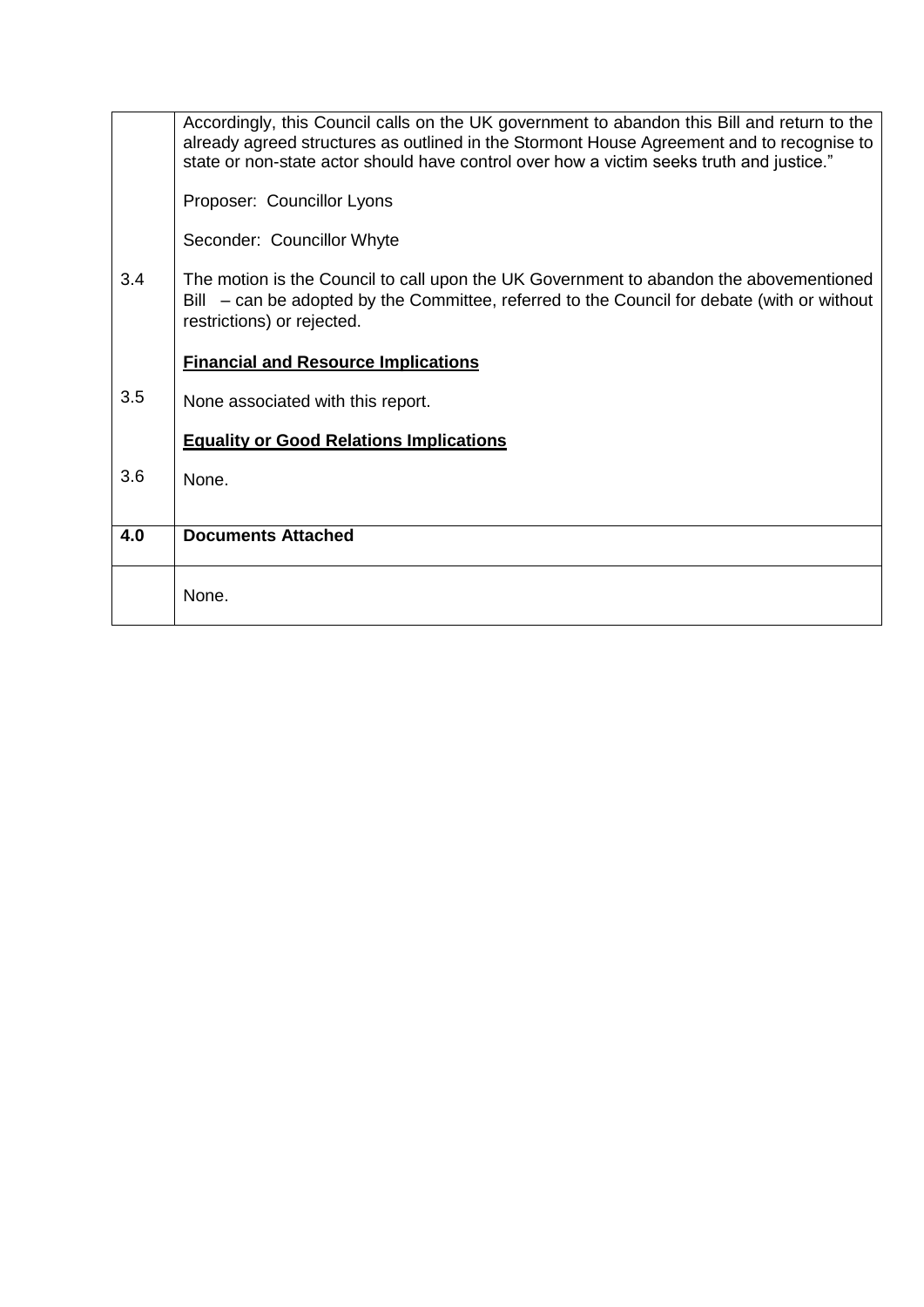| | |
|---|---|
| | Accordingly, this Council calls on the UK government to abandon this Bill and return to the already agreed structures as outlined in the Stormont House Agreement and to recognise to state or non-state actor should have control over how a victim seeks truth and justice."<br><br>Proposer: Councillor Lyons<br><br>Seconder: Councillor Whyte |
| 3.4 | The motion is the Council to call upon the UK Government to abandon the abovementioned Bill – can be adopted by the Committee, referred to the Council for debate (with or without restrictions) or rejected. |
| | **Financial and Resource Implications** |
| 3.5 | None associated with this report. |
| | **Equality or Good Relations Implications** |
| 3.6 | None. |
| **4.0** | **Documents Attached** |
| | None. |